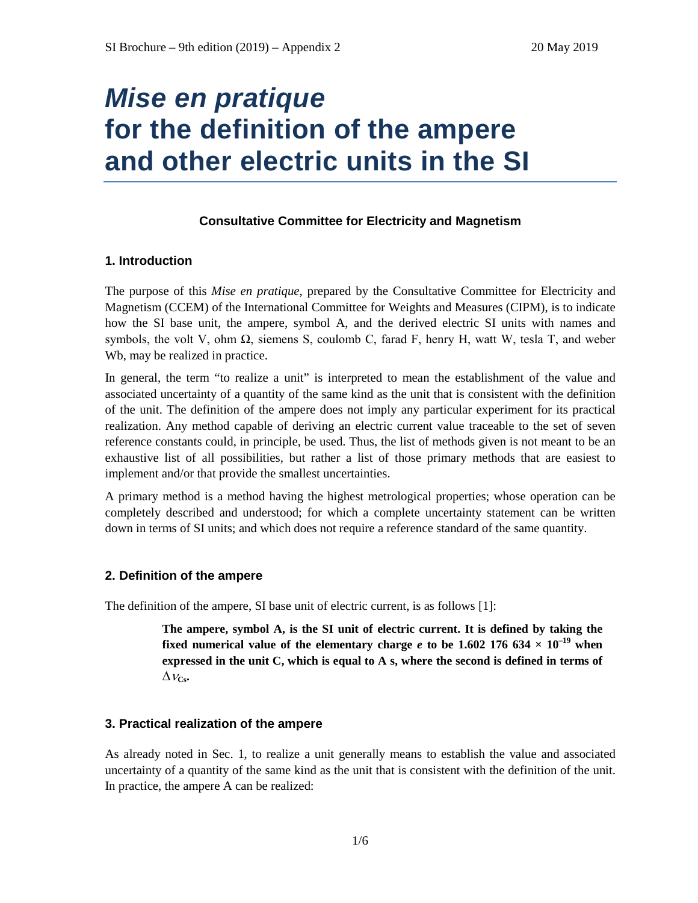# *Mise en pratique* for the definition of the ampere and other electric units in the SI

**Consultative Committee for Electricity and Magnetism**

## 1. Introduction

The purpose of this *Mise en pratique*, prepared by the Consultative Committee for Electricity and Magnetism (CCEM) of the International Committee for Weights and Measures (CIPM), is to indicate how the SI base unit, the ampere, symbol A, and the derived electric SI units with names and symbols, the volt V, ohm Ω, siemens S, coulomb C, farad F, henry H, watt W, tesla T, and weber Wb, may be realized in practice.

In general, the term "to realize a unit" is interpreted to mean the establishment of the value and associated uncertainty of a quantity of the same kind as the unit that is consistent with the definition of the unit. The definition of the ampere does not imply any particular experiment for its practical realization. Any method capable of deriving an electric current value traceable to the set of seven reference constants could, in principle, be used. Thus, the list of methods given is not meant to be an exhaustive list of all possibilities, but rather a list of those primary methods that are easiest to implement and/or that provide the smallest uncertainties.

A primary method is a method having the highest metrological properties; whose operation can be completely described and understood; for which a complete uncertainty statement can be written down in terms of SI units; and which does not require a reference standard of the same quantity.

## 2. Definition of the ampere

The definition of the ampere, SI base unit of electric current, is as follows [1]:

> **The ampere, symbol A, is the SI unit of electric current. It is defined by taking the fixed numerical value of the elementary charge $e$ to be $1.602\ 176\ 634 \times 10^{-19}$ when expressed in the unit C, which is equal to A s, where the second is defined in terms of $\Delta\nu_{Cs}$.**

## 3. Practical realization of the ampere

As already noted in Sec. 1, to realize a unit generally means to establish the value and associated uncertainty of a quantity of the same kind as the unit that is consistent with the definition of the unit. In practice, the ampere A can be realized: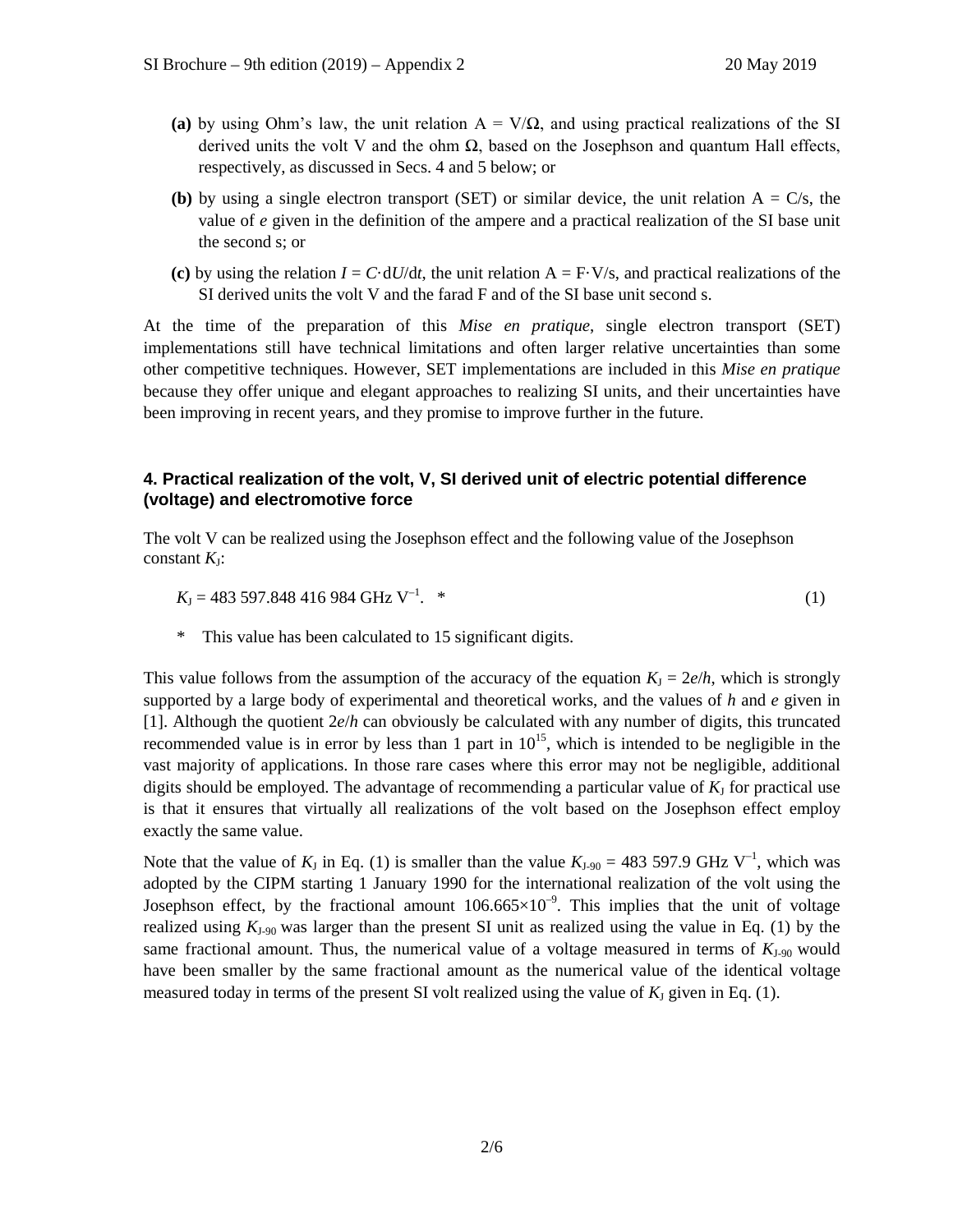- **(a)** by using Ohm's law, the unit relation A = V/Ω, and using practical realizations of the SI derived units the volt V and the ohm Ω, based on the Josephson and quantum Hall effects, respectively, as discussed in Secs. 4 and 5 below; or
- **(b)** by using a single electron transport (SET) or similar device, the unit relation A = C/s, the value of *e* given in the definition of the ampere and a practical realization of the SI base unit the second s; or
- **(c)** by using the relation $I = C \cdot dU/dt$, the unit relation A = F·V/s, and practical realizations of the SI derived units the volt V and the farad F and of the SI base unit second s.

At the time of the preparation of this *Mise en pratique*, single electron transport (SET) implementations still have technical limitations and often larger relative uncertainties than some other competitive techniques. However, SET implementations are included in this *Mise en pratique* because they offer unique and elegant approaches to realizing SI units, and their uncertainties have been improving in recent years, and they promise to improve further in the future.

### 4. Practical realization of the volt, V, SI derived unit of electric potential difference (voltage) and electromotive force

The volt V can be realized using the Josephson effect and the following value of the Josephson constant $K_J$:

$$K_J = 483\,597.848\,416\,984 \text{ GHz V}^{-1}. \quad * \tag{1}$$

\* This value has been calculated to 15 significant digits.

This value follows from the assumption of the accuracy of the equation $K_J = 2e/h$, which is strongly supported by a large body of experimental and theoretical works, and the values of $h$ and $e$ given in [1]. Although the quotient $2e/h$ can obviously be calculated with any number of digits, this truncated recommended value is in error by less than 1 part in $10^{15}$, which is intended to be negligible in the vast majority of applications. In those rare cases where this error may not be negligible, additional digits should be employed. The advantage of recommending a particular value of $K_J$ for practical use is that it ensures that virtually all realizations of the volt based on the Josephson effect employ exactly the same value.

Note that the value of $K_J$ in Eq. (1) is smaller than the value $K_{J\text{-}90} = 483\,597.9$ GHz V$^{-1}$, which was adopted by the CIPM starting 1 January 1990 for the international realization of the volt using the Josephson effect, by the fractional amount $106.665 \times 10^{-9}$. This implies that the unit of voltage realized using $K_{J\text{-}90}$ was larger than the present SI unit as realized using the value in Eq. (1) by the same fractional amount. Thus, the numerical value of a voltage measured in terms of $K_{J\text{-}90}$ would have been smaller by the same fractional amount as the numerical value of the identical voltage measured today in terms of the present SI volt realized using the value of $K_J$ given in Eq. (1).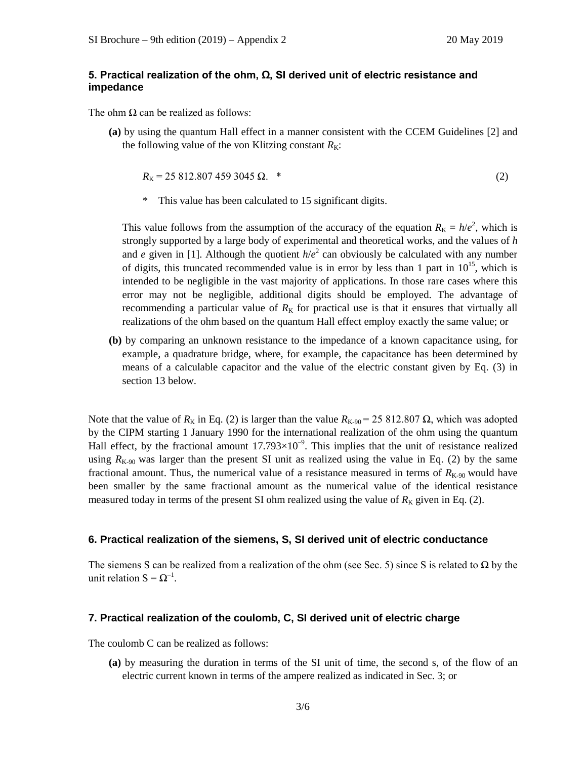## 5. Practical realization of the ohm, Ω, SI derived unit of electric resistance and impedance

The ohm Ω can be realized as follows:

**(a)** by using the quantum Hall effect in a manner consistent with the CCEM Guidelines [2] and the following value of the von Klitzing constant $R_K$:

$$R_K = 25\ 812.807\ 459\ 3045\ \Omega.\quad * \tag{2}$$

\* This value has been calculated to 15 significant digits.

This value follows from the assumption of the accuracy of the equation $R_K = h/e^2$, which is strongly supported by a large body of experimental and theoretical works, and the values of $h$ and $e$ given in [1]. Although the quotient $h/e^2$ can obviously be calculated with any number of digits, this truncated recommended value is in error by less than 1 part in $10^{15}$, which is intended to be negligible in the vast majority of applications. In those rare cases where this error may not be negligible, additional digits should be employed. The advantage of recommending a particular value of $R_K$ for practical use is that it ensures that virtually all realizations of the ohm based on the quantum Hall effect employ exactly the same value; or

**(b)** by comparing an unknown resistance to the impedance of a known capacitance using, for example, a quadrature bridge, where, for example, the capacitance has been determined by means of a calculable capacitor and the value of the electric constant given by Eq. (3) in section 13 below.

Note that the value of $R_K$ in Eq. (2) is larger than the value $R_{K\text{-}90} = 25\ 812.807\ \Omega$, which was adopted by the CIPM starting 1 January 1990 for the international realization of the ohm using the quantum Hall effect, by the fractional amount $17.793\times10^{-9}$. This implies that the unit of resistance realized using $R_{K\text{-}90}$ was larger than the present SI unit as realized using the value in Eq. (2) by the same fractional amount. Thus, the numerical value of a resistance measured in terms of $R_{K\text{-}90}$ would have been smaller by the same fractional amount as the numerical value of the identical resistance measured today in terms of the present SI ohm realized using the value of $R_K$ given in Eq. (2).

## 6. Practical realization of the siemens, S, SI derived unit of electric conductance

The siemens S can be realized from a realization of the ohm (see Sec. 5) since S is related to Ω by the unit relation $S = \Omega^{-1}$.

## 7. Practical realization of the coulomb, C, SI derived unit of electric charge

The coulomb C can be realized as follows:

**(a)** by measuring the duration in terms of the SI unit of time, the second s, of the flow of an electric current known in terms of the ampere realized as indicated in Sec. 3; or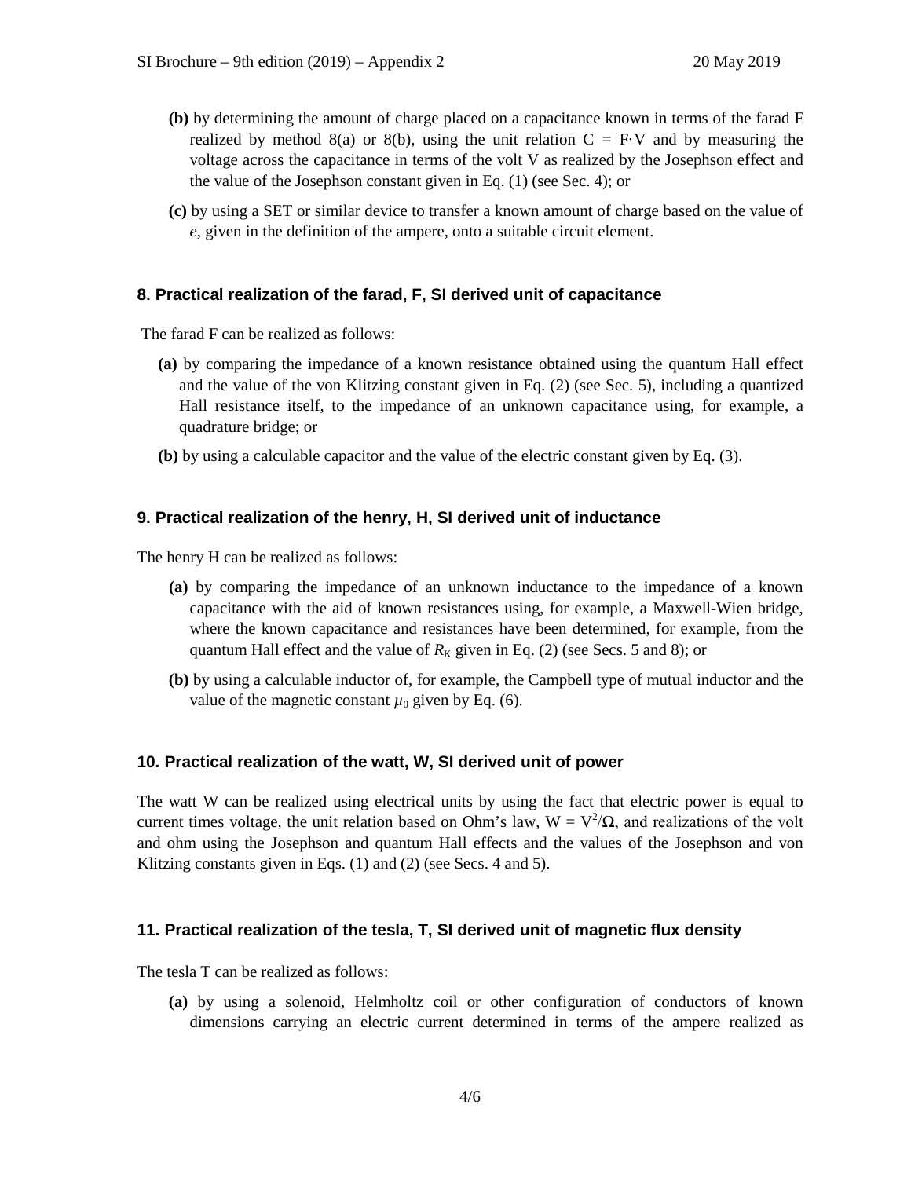**(b)** by determining the amount of charge placed on a capacitance known in terms of the farad F realized by method 8(a) or 8(b), using the unit relation C = F·V and by measuring the voltage across the capacitance in terms of the volt V as realized by the Josephson effect and the value of the Josephson constant given in Eq. (1) (see Sec. 4); or

**(c)** by using a SET or similar device to transfer a known amount of charge based on the value of *e*, given in the definition of the ampere, onto a suitable circuit element.

### 8. Practical realization of the farad, F, SI derived unit of capacitance

The farad F can be realized as follows:

**(a)** by comparing the impedance of a known resistance obtained using the quantum Hall effect and the value of the von Klitzing constant given in Eq. (2) (see Sec. 5), including a quantized Hall resistance itself, to the impedance of an unknown capacitance using, for example, a quadrature bridge; or

**(b)** by using a calculable capacitor and the value of the electric constant given by Eq. (3).

### 9. Practical realization of the henry, H, SI derived unit of inductance

The henry H can be realized as follows:

**(a)** by comparing the impedance of an unknown inductance to the impedance of a known capacitance with the aid of known resistances using, for example, a Maxwell-Wien bridge, where the known capacitance and resistances have been determined, for example, from the quantum Hall effect and the value of $R_K$ given in Eq. (2) (see Secs. 5 and 8); or

**(b)** by using a calculable inductor of, for example, the Campbell type of mutual inductor and the value of the magnetic constant $\mu_0$ given by Eq. (6).

### 10. Practical realization of the watt, W, SI derived unit of power

The watt W can be realized using electrical units by using the fact that electric power is equal to current times voltage, the unit relation based on Ohm's law, $W = V^2/\Omega$, and realizations of the volt and ohm using the Josephson and quantum Hall effects and the values of the Josephson and von Klitzing constants given in Eqs. (1) and (2) (see Secs. 4 and 5).

### 11. Practical realization of the tesla, T, SI derived unit of magnetic flux density

The tesla T can be realized as follows:

**(a)** by using a solenoid, Helmholtz coil or other configuration of conductors of known dimensions carrying an electric current determined in terms of the ampere realized as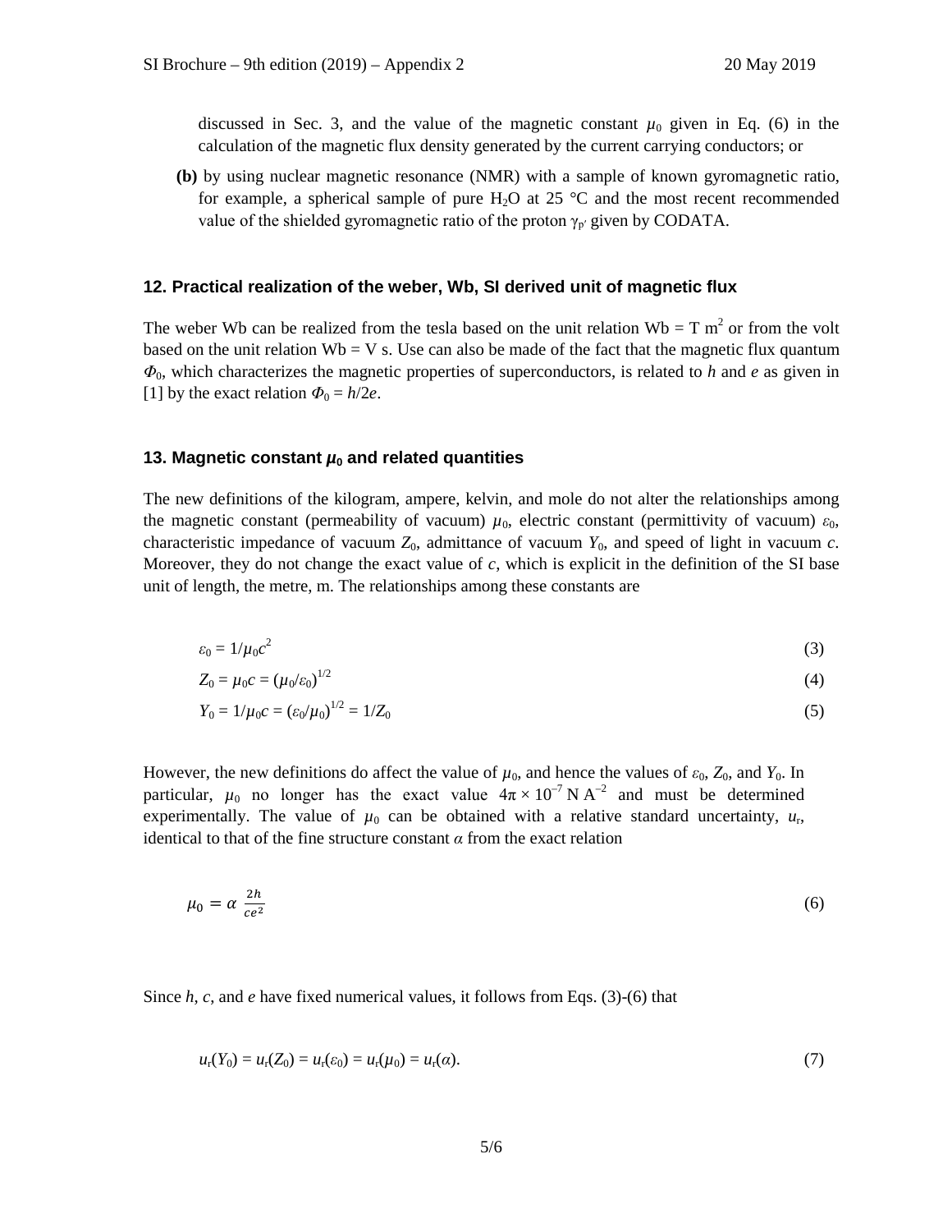discussed in Sec. 3, and the value of the magnetic constant $\mu_0$ given in Eq. (6) in the calculation of the magnetic flux density generated by the current carrying conductors; or

**(b)** by using nuclear magnetic resonance (NMR) with a sample of known gyromagnetic ratio, for example, a spherical sample of pure $H_2O$ at 25 °C and the most recent recommended value of the shielded gyromagnetic ratio of the proton $\gamma_{p'}$ given by CODATA.

## 12. Practical realization of the weber, Wb, SI derived unit of magnetic flux

The weber Wb can be realized from the tesla based on the unit relation Wb = T m$^2$ or from the volt based on the unit relation Wb = V s. Use can also be made of the fact that the magnetic flux quantum $\Phi_0$, which characterizes the magnetic properties of superconductors, is related to $h$ and $e$ as given in [1] by the exact relation $\Phi_0 = h/2e$.

## 13. Magnetic constant $\mu_0$ and related quantities

The new definitions of the kilogram, ampere, kelvin, and mole do not alter the relationships among the magnetic constant (permeability of vacuum) $\mu_0$, electric constant (permittivity of vacuum) $\varepsilon_0$, characteristic impedance of vacuum $Z_0$, admittance of vacuum $Y_0$, and speed of light in vacuum $c$. Moreover, they do not change the exact value of $c$, which is explicit in the definition of the SI base unit of length, the metre, m. The relationships among these constants are

$$\varepsilon_0 = 1/\mu_0 c^2 \tag{3}$$

$$Z_0 = \mu_0 c = (\mu_0/\varepsilon_0)^{1/2} \tag{4}$$

$$Y_0 = 1/\mu_0 c = (\varepsilon_0/\mu_0)^{1/2} = 1/Z_0 \tag{5}$$

However, the new definitions do affect the value of $\mu_0$, and hence the values of $\varepsilon_0$, $Z_0$, and $Y_0$. In particular, $\mu_0$ no longer has the exact value $4\pi \times 10^{-7}$ N A$^{-2}$ and must be determined experimentally. The value of $\mu_0$ can be obtained with a relative standard uncertainty, $u_r$, identical to that of the fine structure constant $\alpha$ from the exact relation

$$\mu_0 = \alpha \, \frac{2h}{ce^2} \tag{6}$$

Since $h$, $c$, and $e$ have fixed numerical values, it follows from Eqs. (3)-(6) that

$$u_r(Y_0) = u_r(Z_0) = u_r(\varepsilon_0) = u_r(\mu_0) = u_r(\alpha). \tag{7}$$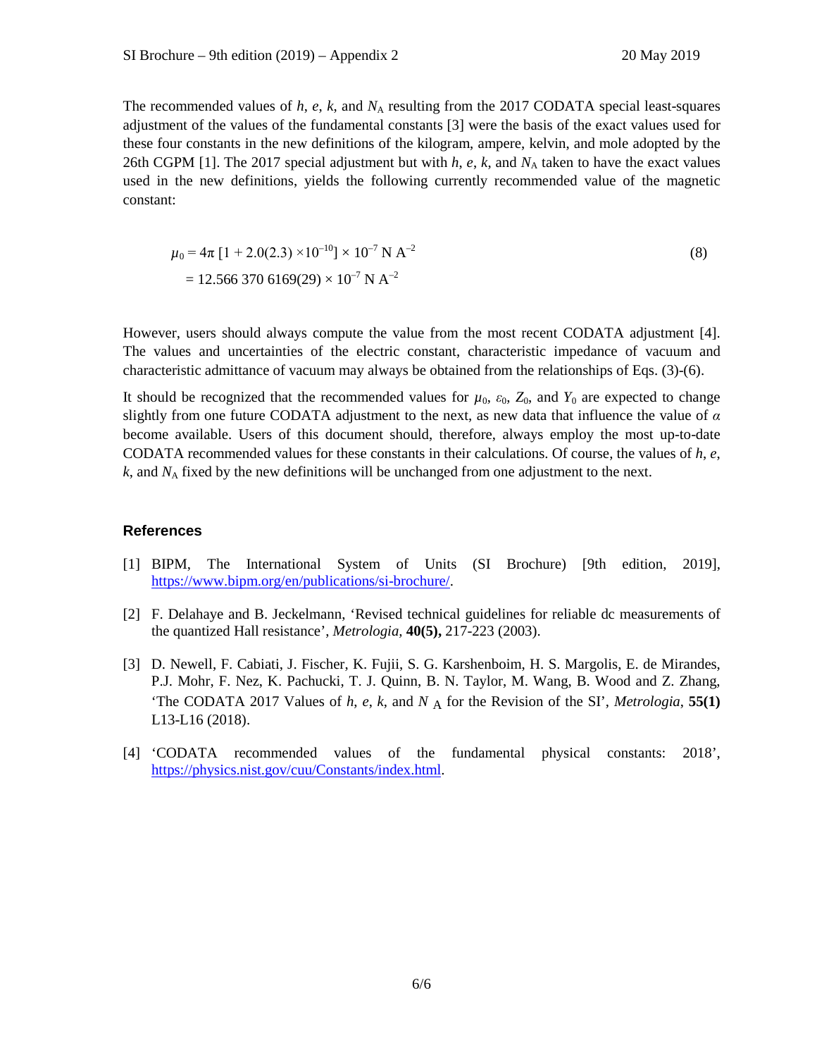The recommended values of $h$, $e$, $k$, and $N_A$ resulting from the 2017 CODATA special least-squares adjustment of the values of the fundamental constants [3] were the basis of the exact values used for these four constants in the new definitions of the kilogram, ampere, kelvin, and mole adopted by the 26th CGPM [1]. The 2017 special adjustment but with $h$, $e$, $k$, and $N_A$ taken to have the exact values used in the new definitions, yields the following currently recommended value of the magnetic constant:

$$
\begin{aligned}
\mu_0 &= 4\pi\,[1 + 2.0(2.3) \times 10^{-10}] \times 10^{-7}\ \mathrm{N\ A^{-2}} \\
&= 12.566\ 370\ 6169(29) \times 10^{-7}\ \mathrm{N\ A^{-2}}
\end{aligned}
\tag{8}
$$

However, users should always compute the value from the most recent CODATA adjustment [4]. The values and uncertainties of the electric constant, characteristic impedance of vacuum and characteristic admittance of vacuum may always be obtained from the relationships of Eqs. (3)-(6).

It should be recognized that the recommended values for $\mu_0$, $\varepsilon_0$, $Z_0$, and $Y_0$ are expected to change slightly from one future CODATA adjustment to the next, as new data that influence the value of $\alpha$ become available. Users of this document should, therefore, always employ the most up-to-date CODATA recommended values for these constants in their calculations. Of course, the values of $h$, $e$, $k$, and $N_A$ fixed by the new definitions will be unchanged from one adjustment to the next.

## References

[1] BIPM, The International System of Units (SI Brochure) [9th edition, 2019], https://www.bipm.org/en/publications/si-brochure/.

[2] F. Delahaye and B. Jeckelmann, 'Revised technical guidelines for reliable dc measurements of the quantized Hall resistance', *Metrologia,* **40(5),** 217-223 (2003).

[3] D. Newell, F. Cabiati, J. Fischer, K. Fujii, S. G. Karshenboim, H. S. Margolis, E. de Mirandes, P.J. Mohr, F. Nez, K. Pachucki, T. J. Quinn, B. N. Taylor, M. Wang, B. Wood and Z. Zhang, 'The CODATA 2017 Values of $h$, $e$, $k$, and $N_A$ for the Revision of the SI', *Metrologia*, **55(1)** L13-L16 (2018).

[4] 'CODATA recommended values of the fundamental physical constants: 2018', https://physics.nist.gov/cuu/Constants/index.html.